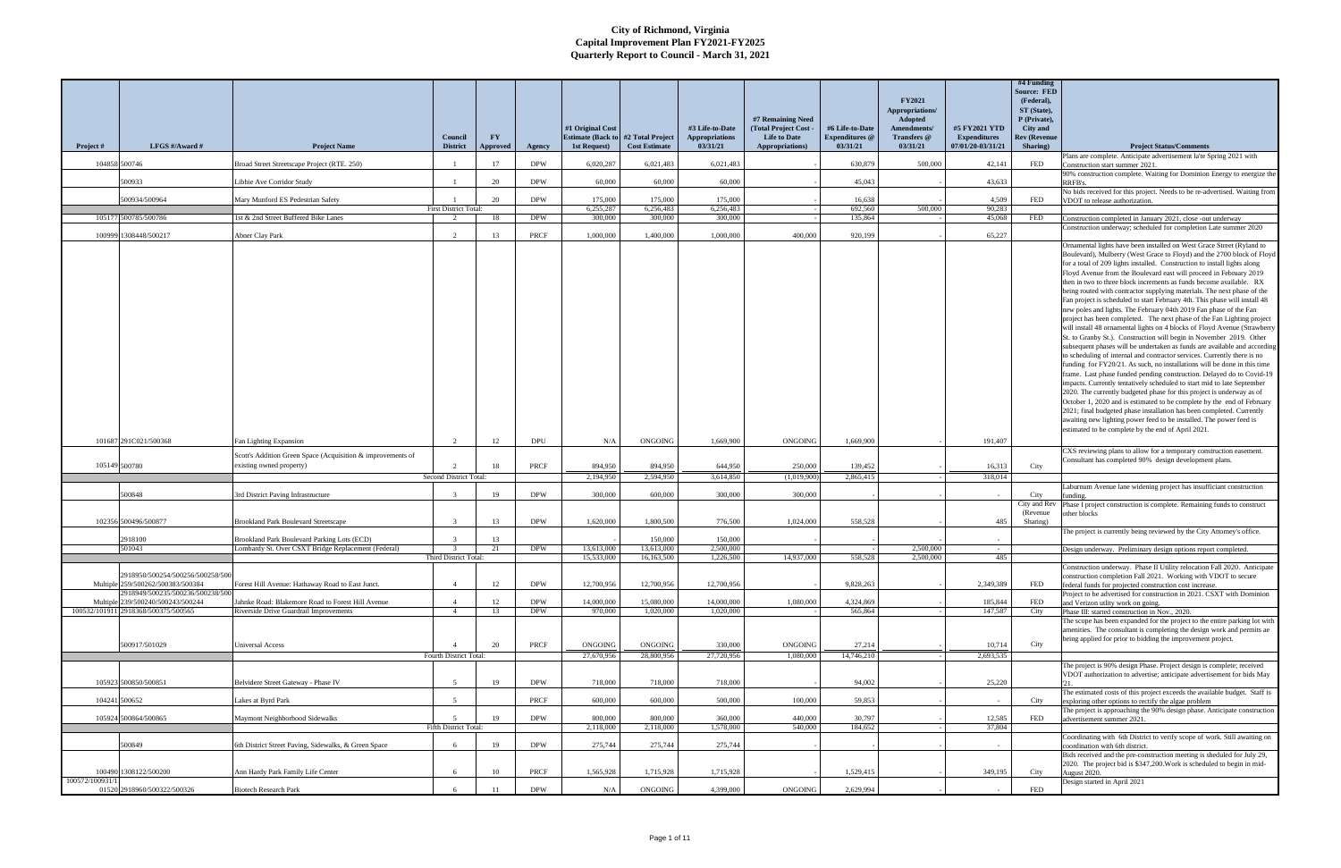# City of Richmond, Virginia
## Capital Improvement Plan FY2021-FY2025
## Quarterly Report to Council - March 31, 2021

| Project # | LFGS #/Award # | Project Name | Council District | FY Approved | Agency | #1 Original Cost Estimate (Back to 1st Request) | #2 Total Project Cost Estimate | #3 Life-to-Date Appropriations 03/31/21 | #7 Remaining Need (Total Project Cost - Life to Date Appropriations) | #6 Life-to-Date Expenditures @ 03/31/21 | FY2021 Appropriations/ Adopted Amendments/ Transfers @ 03/31/21 | #5 FY2021 YTD Expenditures 07/01/20-03/31/21 | #4 Funding Source: FED (Federal), ST (State), P (Private), City and Rev (Revenue Sharing) | Project Status/Comments |
|---|---|---|---|---|---|---|---|---|---|---|---|---|---|---|
| 104858 | 500746 | Broad Street Streetscape Project (RTE. 250) | 1 | 17 | DPW | 6,020,287 | 6,021,483 | 6,021,483 | - | 630,879 | 500,000 | 42,141 | FED | Plans are complete. Anticipate advertisement la/te Spring 2021 with Construction start summer 2021. |
| | 500933 | Libbie Ave Corridor Study | 1 | 20 | DPW | 60,000 | 60,000 | 60,000 | - | 45,043 | | 43,633 | | 90% construction complete. Waiting for Dominion Energy to energize the RRFB's. |
| | 500934/500964 | Mary Munford ES Pedestrian Safety | 1 | 20 | DPW | 175,000 | 175,000 | 175,000 | - | 16,638 | - | 4,509 | FED | No bids received for this project. Needs to be re-advertised. Waiting from VDOT to release authorization. |
| | | | First District Total: | | | 6,255,287 | 6,256,483 | 6,256,483 | - | 692,560 | 500,000 | 90,283 | | |
| 105177 | 500785/500786 | 1st & 2nd Street Buffered Bike Lanes | 2 | 18 | DPW | 300,000 | 300,000 | 300,000 | - | 135,864 | - | 45,068 | FED | Construction completed in January 2021, close -out underway |
| 100999 | 1308448/500217 | Abner Clay Park | 2 | 13 | PRCF | 1,000,000 | 1,400,000 | 1,000,000 | 400,000 | 920,199 | | 65,227 | | Construction underway; scheduled for completion Late summer 2020 |
| 101687 | 291C021/500368 | Fan Lighting Expansion | 2 | 12 | DPU | N/A | ONGOING | 1,669,900 | ONGOING | 1,669,900 | | 191,407 | | Ornamental lights have been installed on West Grace Street (Ryland to Boulevard), Mulberry (West Grace to Floyd) and the 2700 block of Floyd for a total of 209 lights installed. Construction to install lights along Floyd Avenue from the Boulevard east will proceed in February 2019 then in two to three block increments as funds become available. RX being routed with contractor supplying materials. The next phase of the Fan project is scheduled to start February 4th. This phase will install 48 new poles and lights. The February 04th 2019 Fan phase of the Fan project has been completed. The next phase of the Fan Lighting project will install 48 ornamental lights on 4 blocks of Floyd Avenue (Strawberry St. to Granby St.). Construction will begin in November 2019. Other subsequent phases will be undertaken as funds are available and according to scheduling of internal and contractor services. Currently there is no funding for FY20/21. As such, no installations will be done in this time frame. Last phase funded pending construction. Delayed do to Covid-19 impacts. Currently tentatively scheduled to start mid to late September 2020. The currently budgeted phase for this project is underway as of October 1, 2020 and is estimated to be complete by the end of February 2021; final budgeted phase installation has been completed. Currently awaiting new lighting power feed to be installed. The power feed is estimated to be complete by the end of April 2021. |
| 105149 | 500780 | Scott's Addition Green Space (Acquisition & improvements of existing owned property) | 2 | 18 | PRCF | 894,950 | 894,950 | 644,950 | 250,000 | 139,452 | - | 16,313 | City | CXS reviewing plans to allow for a temporary construction easement. Consultant has completed 90% design development plans. |
| | | | Second District Total: | | | 2,194,950 | 2,594,950 | 3,614,850 | (1,019,900) | 2,865,415 | - | 318,014 | | |
| | 500848 | 3rd District Paving Infrastructure | 3 | 19 | DPW | 300,000 | 600,000 | 300,000 | 300,000 | - | | - | City | Laburnum Avenue lane widening project has insufficient construction funding. |
| 102356 | 500496/500877 | Brookland Park Boulevard Streetscape | 3 | 13 | DPW | 1,620,000 | 1,800,500 | 776,500 | 1,024,000 | 558,528 | | 485 | City and Rev (Revenue Sharing) | Phase I project construction is complete. Remaining funds to construct other blocks |
| | 2918100 | Brookland Park Boulevard Parking Lots (ECD) | 3 | 13 | | - | 150,000 | 150,000 | - | - | | - | | The project is currently being reviewed by the City Attorney's office. |
| | 501043 | Lombardy St. Over CSXT Bridge Replacement (Federal) | 3 | 21 | DPW | 13,613,000 | 13,613,000 | 2,500,000 | - | - | 2,500,000 | - | | Design underway. Preliminary design options report completed. |
| | | | Third District Total: | | | 15,533,000 | 16,163,500 | 1,226,500 | 14,937,000 | 558,528 | 2,500,000 | 485 | | |
| Multiple | 2918950/500254/500256/500258/500259/500262/500383/500384 | Forest Hill Avenue: Hathaway Road to East Junct. | 4 | 12 | DPW | 12,700,956 | 12,700,956 | 12,700,956 | - | 9,828,263 | | 2,349,389 | FED | Construction underway. Phase II Utility relocation Fall 2020. Anticipate construction completion Fall 2021. Working with VDOT to secure federal funds for projected construction cost increase. |
| Multiple | 2918949/500235/500236/500238/500239/500240/500243/500244 | Jahnke Road: Blakemore Road to Forest Hill Avenue | 4 | 12 | DPW | 14,000,000 | 15,080,000 | 14,000,000 | 1,080,000 | 4,324,869 | - | 185,844 | FED | Project to be advertised for construction in 2021. CSXT with Dominion and Verizon utlity work on going. |
| 100532/101911 | 2918368/500375/500565 | Riverside Drive Guardrail Improvements | 4 | 13 | DPW | 970,000 | 1,020,000 | 1,020,000 | - | 565,864 | - | 147,587 | City | Phase III: started construction in Nov., 2020. |
| | 500917/501029 | Universal Access | 4 | 20 | PRCF | ONGOING | ONGOING | 330,000 | ONGOING | 27,214 | - | 10,714 | City | The scope has been expanded for the project to the entire parking lot with amenities. The consultant is completing the design work and permits ae being applied for prior to bidding the improvement project. |
| | | | Fourth District Total: | | | 27,670,956 | 28,800,956 | 27,720,956 | 1,080,000 | 14,746,210 | - | 2,693,535 | | |
| 105923 | 500850/500851 | Belvidere Street Gateway - Phase IV | 5 | 19 | DPW | 718,000 | 718,000 | 718,000 | | 94,002 | | 25,220 | | The project is 90% design Phase. Project design is complete; received VDOT authorization to advertise; anticipate advertisement for bids May '21. |
| 104241 | 500652 | Lakes at Byrd Park | 5 | | PRCF | 600,000 | 600,000 | 500,000 | 100,000 | 59,853 | | - | City | The estimated costs of this project exceeds the available budget. Staff is exploring other options to rectify the algae problem |
| 105924 | 500864/500865 | Maymont Neighborhood Sidewalks | 5 | 19 | DPW | 800,000 | 800,000 | 360,000 | 440,000 | 30,797 | | 12,585 | FED | The project is approaching the 90% design phase. Anticipate construction advertisement summer 2021. |
| | | | Fifth District Total: | | | 2,118,000 | 2,118,000 | 1,578,000 | 540,000 | 184,652 | - | 37,804 | | |
| | 500849 | 6th District Street Paving, Sidewalks, & Green Space | 6 | 19 | DPW | 275,744 | 275,744 | 275,744 | | - | | - | | Coordinating with 6th District to verify scope of work. Still awaiting on coordination with 6th district. |
| 100490 | 1308122/500200 | Ann Hardy Park Family Life Center | 6 | 10 | PRCF | 1,565,928 | 1,715,928 | 1,715,928 | | 1,529,415 | | 349,195 | City | Bids received and the pre-construction meeting is sheduled for July 29, 2020. The project bid is $347,200.Work is scheduled to begin in mid-August 2020. |
| 100572/100931/101520 | 2918960/500322/500326 | Biotech Research Park | 6 | 11 | DPW | N/A | ONGOING | 4,399,000 | ONGOING | 2,629,994 | | - | FED | Design started in April 2021 |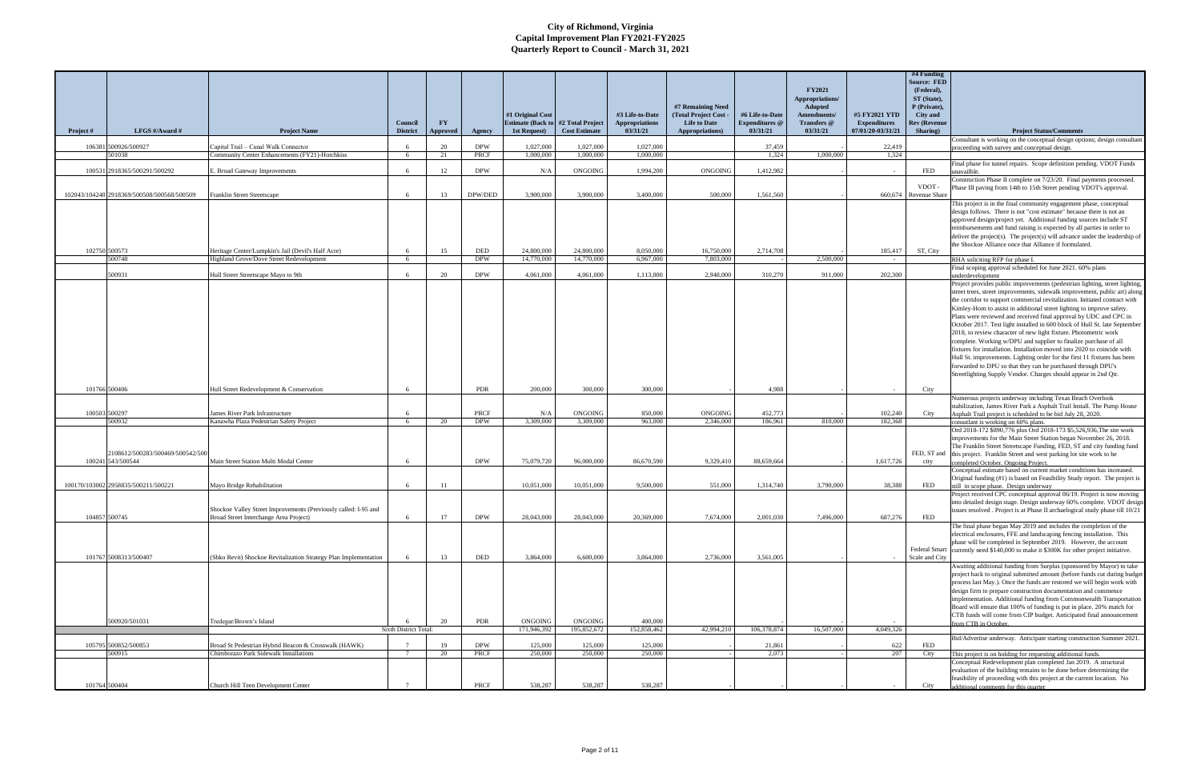# City of Richmond, Virginia
## Capital Improvement Plan FY2021-FY2025
### Quarterly Report to Council - March 31, 2021

| Project # | LFGS #/Award # | Project Name | Council District | FY Approved | Agency | #1 Original Cost Estimate (Back to 1st Request) | #2 Total Project Cost Estimate | #3 Life-to-Date Appropriations 03/31/21 | #7 Remaining Need (Total Project Cost - Life to Date Appropriations) | #6 Life-to-Date Expenditures @ 03/31/21 | FY2021 Appropriations/ Adopted Amendments/ Transfers @ 03/31/21 | #5 FY2021 YTD Expenditures 07/01/20-03/31/21 | #4 Funding Source: FED (Federal), ST (State), P (Private), City and Rev (Revenue Sharing) | Project Status/Comments |
|---|---|---|---|---|---|---|---|---|---|---|---|---|---|---|
| 106381 | 500926/500927 | Capital Trail – Canal Walk Connector | 6 | 20 | DPW | 1,027,000 | 1,027,000 | 1,027,000 | | 37,459 | | 22,419 | | Consultant is working on the conceptual design options; design consultant proceeding with survey and conceptual design. |
| | 501038 | Community Center Enhancements (FY21)-Hotchkiss | 6 | 21 | PRCF | 1,000,000 | 1,000,000 | 1,000,000 | | 1,324 | 1,000,000 | 1,324 | | |
| 100531 | 2918365/500291/500292 | E. Broad Gateway Improvements | 6 | 12 | DPW | N/A | ONGOING | 1,994,200 | ONGOING | 1,412,982 | | - | FED | Final phase for tunnel repairs. Scope definition pending. VDOT Funds unavailble. |
| 102043/104240 | 2918369/500508/500568/500509 | Franklin Street Streetscape | 6 | 13 | DPW/DED | 3,900,000 | 3,900,000 | 3,400,000 | 500,000 | 1,561,560 | | 660,674 | VDOT - Revenue Share | Construction Phase II complete on 7/23/20. Final payments processed. Phase III paving from 14th to 15th Street pending VDOT's approval. |
| 102750 | 500573 | Heritage Center/Lumpkin's Jail (Devil's Half Acre) | 6 | 15 | DED | 24,800,000 | 24,800,000 | 8,050,000 | 16,750,000 | 2,714,708 | | 185,417 | ST, City | This project is in the final community engagement phase, conceptual design follows. There is not "cost estimate" because there is not an approved design/project yet. Additional funding sources include ST reimbursements and fund raising is expected by all parties in order to deliver the project(s). The project(s) will advance under the leadership of the Shockoe Alliance once that Alliance if formulated. |
| | 500748 | Highland Grove/Dove Street Redevelopment | 6 | | DPW | 14,770,000 | 14,770,000 | 6,967,000 | 7,803,000 | - | 2,500,000 | - | | RHA soliciting RFP for phase I. |
| | 500931 | Hull Street Streetscape Mayo to 9th | 6 | 20 | DPW | 4,061,000 | 4,061,000 | 1,113,000 | 2,948,000 | 310,270 | 911,000 | 202,300 | | Final scoping approval scheduled for June 2021. 60% plans underdevelopment |
| 101766 | 500406 | Hull Street Redevelopment & Conservation | 6 | | PDR | 200,000 | 300,000 | 300,000 | | 4,988 | | - | City | Project provides public improvements (pedestrian lighting, street lighting, street trees, street improvements, sidewalk improvement, public art) along the corridor to support commercial revitalization. Initiated contract with Kimley-Horn to assist in additional street lighting to improve safety. Plans were reviewed and received final approval by UDC and CPC in October 2017. Test light installed in 600 block of Hull St. late September 2018, to review character of new light fixture. Photometric work complete. Working w/DPU and supplier to finalize purchase of all fixtures for installation. Installation moved into 2020 to coincide with Hull St. improvements. Lighting order for the first 11 fixtures has been forwarded to DPU so that they can be purchased through DPU's Streetlighting Supply Vendor. Charges should appear in 2nd Qtr. |
| 100503 | 500297 | James River Park Infrastructure | 6 | | PRCF | N/A | ONGOING | 850,000 | ONGOING | 452,773 | | 102,240 | City | Numerous projects underway including Texas Beach Overlook stabilization, James River Park a Asphalt Trail Install. The Pump House Asphalt Trail project is scheduled to be bid July 28, 2020. |
| | 500932 | Kanawha Plaza Pedestrian Safety Project | 6 | 20 | DPW | 3,309,000 | 3,309,000 | 963,000 | 2,346,000 | 186,961 | 810,000 | 182,368 | | consultant is working on 60% plans. |
| 100241 | 2108612/500283/500469/500542/500543/500544 | Main Street Station Multi Modal Center | 6 | | DPW | 75,079,720 | 96,000,000 | 86,670,590 | 9,329,410 | 88,659,664 | | 1,617,726 | FED, ST and city | Ord 2018-172 $890,776 plus Ord 2018-173 $5,526,936,The site work improvements for the Main Street Station began November 26, 2018. The Franklin Street Streetscape Funding, FED, ST and city funding fund this project. Franklin Street and west parking lot site work to be completed October. Ongoing Project. |
| 100170/103002 | 2958835/500211/500221 | Mayo Bridge Rehabilitation | 6 | 11 | | 10,051,000 | 10,051,000 | 9,500,000 | 551,000 | 1,314,740 | 3,790,000 | 38,388 | FED | Conceptual estimate based on current market conditions has increased. Original funding (#1) is based on Feasibility Study report. The project is still in scope phase. Design underway |
| 104857 | 500745 | Shockoe Valley Street Improvements (Previously called: I-95 and Broad Street Interchange Area Project) | 6 | 17 | DPW | 28,043,000 | 28,043,000 | 20,369,000 | 7,674,000 | 2,001,030 | 7,496,000 | 687,276 | FED | Project received CPC conceptual approval 06/19. Project is now moving into detailed design stage. Design underway 60% complete. VDOT design issues resolved . Project is at Phase II archaelogical study phase till 10/21 |
| 101767 | 5008313/500407 | (Shko Revit) Shockoe Revitalization Strategy Plan Implementation | 6 | 13 | DED | 3,864,000 | 6,600,000 | 3,864,000 | 2,736,000 | 3,561,005 | | - | Federal Smart Scale and City | The final phase began May 2019 and includes the completion of the electrical enclosures, FFE and landscaping fencing installation. This phase will be completed in September 2019. However, the account currently need $140,000 to make it $300K for other project initiative. |
| | 500920/501031 | Tredegar/Brown's Island | 6 | 20 | PDR | ONGOING | ONGOING | 400,000 | | - | | - | | Awaiting additional funding from Surplus (sponsored by Mayor) to take project back to original submitted amount (before funds cut during budget process last May.). Once the funds are restored we will begin work with design firm to prepare construction documentation and commence implementation. Additional funding from Commonwealth Transportation Board will ensure that 100% of funding is put in place. 20% match for CTB funds will come from CIP budget. Anticipated final announcement from CTB in October. |
| | | | Sixth District Total: | | | 171,946,392 | 195,852,672 | 152,858,462 | 42,994,210 | 106,378,874 | 16,507,000 | 4,049,326 | | |
| 105795 | 500852/500853 | Broad St Pedestrian Hybrid Beacon & Crosswalk (HAWK) | 7 | 19 | DPW | 125,000 | 125,000 | 125,000 | | 21,861 | | 622 | FED | Bid/Advertise underway. Anticipate starting construction Summer 2021. |
| | 500915 | Chimborazo Park Sidewalk Installations | 7 | 20 | PRCF | 250,000 | 250,000 | 250,000 | - | 2,073 | - | 207 | City | This project is on holding for requesting additional funds. |
| 101764 | 500404 | Church Hill Teen Development Center | 7 | | PRCF | 538,287 | 538,287 | 538,287 | | - | | - | City | Conceptual Redevelopment plan completed Jan 2019. A structural evaluation of the building remains to be done before determining the feasibility of proceeding with this project at the current location. No additional comments for this quarter |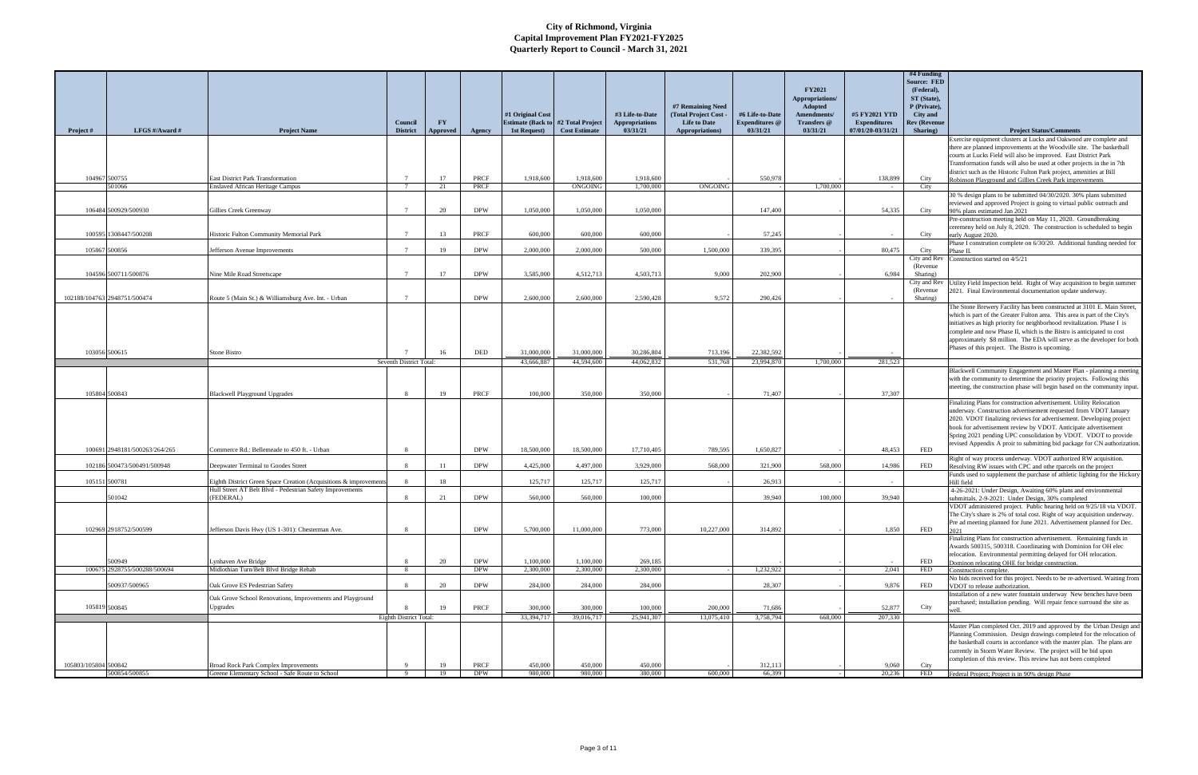# City of Richmond, Virginia
## Capital Improvement Plan FY2021-FY2025
## Quarterly Report to Council - March 31, 2021

| Project # | LFGS #/Award # | Project Name | Council District | FY Approved | Agency | #1 Original Cost Estimate (Back to 1st Request) | #2 Total Project Cost Estimate | #3 Life-to-Date Appropriations 03/31/21 | #7 Remaining Need (Total Project Cost - Life to Date Appropriations) | #6 Life-to-Date Expenditures @ 03/31/21 | FY2021 Appropriations/ Adopted Amendments/ Transfers @ 03/31/21 | #5 FY2021 YTD Expenditures 07/01/20-03/31/21 | #4 Funding Source: FED (Federal), ST (State), P (Private), City and Rev (Revenue Sharing) | Project Status/Comments |
|---|---|---|---|---|---|---|---|---|---|---|---|---|---|---|
| 104967 | 500755 | East District Park Transformation | 7 | 17 | PRCF | 1,918,600 | 1,918,600 | 1,918,600 | - | 550,978 | - | 138,899 | City | Exercise equipment clusters at Lucks and Oakwood are complete and there are planned improvements at the Woodville site. The basketball courts at Lucks Field will also be improved. East District Park Transformation funds will also be used at other projects in the in 7th district such as the Historic Fulton Park project, amenities at Bill Robinson Playground and Gillies Creek Park improvements |
| | 501066 | Enslaved African Heritage Campus | 7 | 21 | PRCF | | ONGOING | 1,700,000 | ONGOING | - | 1,700,000 | - | City | |
| 106484 | 500929/500930 | Gillies Creek Greenway | 7 | 20 | DPW | 1,050,000 | 1,050,000 | 1,050,000 | | 147,400 | - | 54,335 | City | 30 % design plans to be submitted 04/30/2020. 30% plans submitted reviewed and approved Project is going to virtual public outreach and 90% plans estimated Jan 2021 |
| 100595 | 1308447/500208 | Historic Fulton Community Memorial Park | 7 | 13 | PRCF | 600,000 | 600,000 | 600,000 | - | 57,245 | - | - | City | Pre-construction meeting held on May 11, 2020. Groundbreaking ceremeny held on July 8, 2020. The construction is scheduled to begin early August 2020. |
| 105867 | 500856 | Jefferson Avenue Improvements | 7 | 19 | DPW | 2,000,000 | 2,000,000 | 500,000 | 1,500,000 | 339,395 | - | 80,475 | City | Phase I constrution complete on 6/30/20. Additional funding needed for Phase II. |
| 104596 | 500711/500876 | Nine Mile Road Streetscape | 7 | 17 | DPW | 3,585,000 | 4,512,713 | 4,503,713 | 9,000 | 202,900 | - | 6,984 | City and Rev (Revenue Sharing) | Construction started on 4/5/21 |
| 102188/104763 | 2948751/500474 | Route 5 (Main St.) & Williamsburg Ave. Int. - Urban | 7 | | DPW | 2,600,000 | 2,600,000 | 2,590,428 | 9,572 | 290,426 | - | - | City and Rev (Revenue Sharing) | Utility Field Inspection held. Right of Way acquisition to begin summer 2021. Final Environmental documentation update underway. |
| 103056 | 500615 | Stone Bistro | 7 | 16 | DED | 31,000,000 | 31,000,000 | 30,286,804 | 713,196 | 22,382,592 | - | - | | The Stone Brewery Facility has been constructed at 3101 E. Main Street, which is part of the Greater Fulton area. This area is part of the City's initiatives as high priority for neighborhood revitalization. Phase I is complete and now Phase II, which is the Bistro is anticipated to cost approximately $8 million. The EDA will serve as the developer for both Phases of this project. The Bistro is upcoming. |
| | | | Seventh District Total: | | | 43,666,887 | 44,594,600 | 44,062,832 | 531,768 | 23,994,870 | 1,700,000 | 281,523 | | |
| 105804 | 500843 | Blackwell Playground Upgrades | 8 | 19 | PRCF | 100,000 | 350,000 | 350,000 | - | 71,407 | - | 37,307 | | Blackwell Community Engagement and Master Plan - planning a meeting with the community to determine the priority projects. Following this meeting, the construction phase will begin based on the community input. |
| 100691 | 2948181/500263/264/265 | Commerce Rd.: Bellemeade to 450 ft. - Urban | 8 | | DPW | 18,500,000 | 18,500,000 | 17,710,405 | 789,595 | 1,650,827 | - | 48,453 | FED | Finalizing Plans for construction advertisement. Utility Relocation underway. Construction advertisement requested from VDOT January 2020. VDOT finalizing reviews for advertisement. Developing project book for advertisement review by VDOT. Anticipate advertisement Spring 2021 pending UPC consolidation by VDOT. VDOT to provide revised Appendix A proir to submitting bid package for CN authorization. |
| 102186 | 500473/500491/500948 | Deepwater Terminal to Goodes Street | 8 | 11 | DPW | 4,425,000 | 4,497,000 | 3,929,000 | 568,000 | 321,900 | 568,000 | 14,986 | FED | Right of way process underway. VDOT authorized RW acquisition. Resolving RW issues with CPC and other rparcels on the project |
| 105151 | 500781 | Eighth District Green Space Creation (Acquisitions & improvements | 8 | 18 | | 125,717 | 125,717 | 125,717 | - | 26,913 | - | - | | Funds used to supplement the purchase of athletic lighting for the Hickory Hill field |
| | 501042 | Hull Street AT Belt Blvd - Pedestrian Safety Improvements (FEDERAL) | 8 | 21 | DPW | 560,000 | 560,000 | 100,000 | | 39,940 | 100,000 | 39,940 | | 4-26-2021: Under Design, Awaiting 60% plans and environmental submittals. 2-9-2021: Under Design, 30% completed |
| 102969 | 2918752/500599 | Jefferson Davis Hwy (US 1-301): Chesterman Ave. | 8 | | DPW | 5,700,000 | 11,000,000 | 773,000 | 10,227,000 | 314,892 | - | 1,850 | FED | VDOT administered project. Public hearing held on 9/25/18 via VDOT. The City's share is 2% of total cost. Right of way acquisition underway. Pre ad meeting planned for June 2021. Advertisement planned for Dec. 2021 |
| | 500949 | Lynhaven Ave Bridge | 8 | 20 | DPW | 1,100,000 | 1,100,000 | 269,185 | | - | - | - | FED | Finalizing Plans for construction advertisement. Remaining funds in Awards 500315, 500318. Coordinating with Dominion for OH elec relocation. Environmental permitting delayed for OH relocation. Dominon relocating OHE for bridge construction. |
| 100675 | 2928755/500288/500694 | Midlothian Turn/Belt Blvd Bridge Rehab | 8 | | DPW | 2,300,000 | 2,300,000 | 2,300,000 | - | 1,232,922 | - | 2,041 | FED | Construction complete. |
| | 500937/500965 | Oak Grove ES Pedestrian Safety | 8 | 20 | DPW | 284,000 | 284,000 | 284,000 | | 28,307 | | 9,876 | FED | No bids received for this project. Needs to be re-advertised. Waiting from VDOT to release authorization. |
| 105819 | 500845 | Oak Grove School Renovations, Improvements and Playground Upgrades | 8 | 19 | PRCF | 300,000 | 300,000 | 100,000 | 200,000 | 71,686 | - | 52,877 | City | Installation of a new water fountain underway New benches have been purchased; installation pending. Will repair fence surround the site as well. |
| | | | Eighth District Total: | | | 33,394,717 | 39,016,717 | 25,941,307 | 13,075,410 | 3,758,794 | 668,000 | 207,330 | | |
| 105803/105804 | 500842 | Broad Rock Park Complex Improvements | 9 | 19 | PRCF | 450,000 | 450,000 | 450,000 | - | 312,113 | - | 9,060 | City | Master Plan completed Oct. 2019 and approved by the Urban Design and Planning Commission. Design drawings completed for the relocation of the basketball courts in accordance with the master plan. The plans are currently in Storm Water Review. The project will be bid upon completion of this review. This review has not been completed |
| | 500854/500855 | Greene Elementary School - Safe Route to School | 9 | 19 | DPW | 980,000 | 980,000 | 380,000 | 600,000 | 66,399 | - | 20,236 | FED | Federal Project; Project is in 90% design Phase |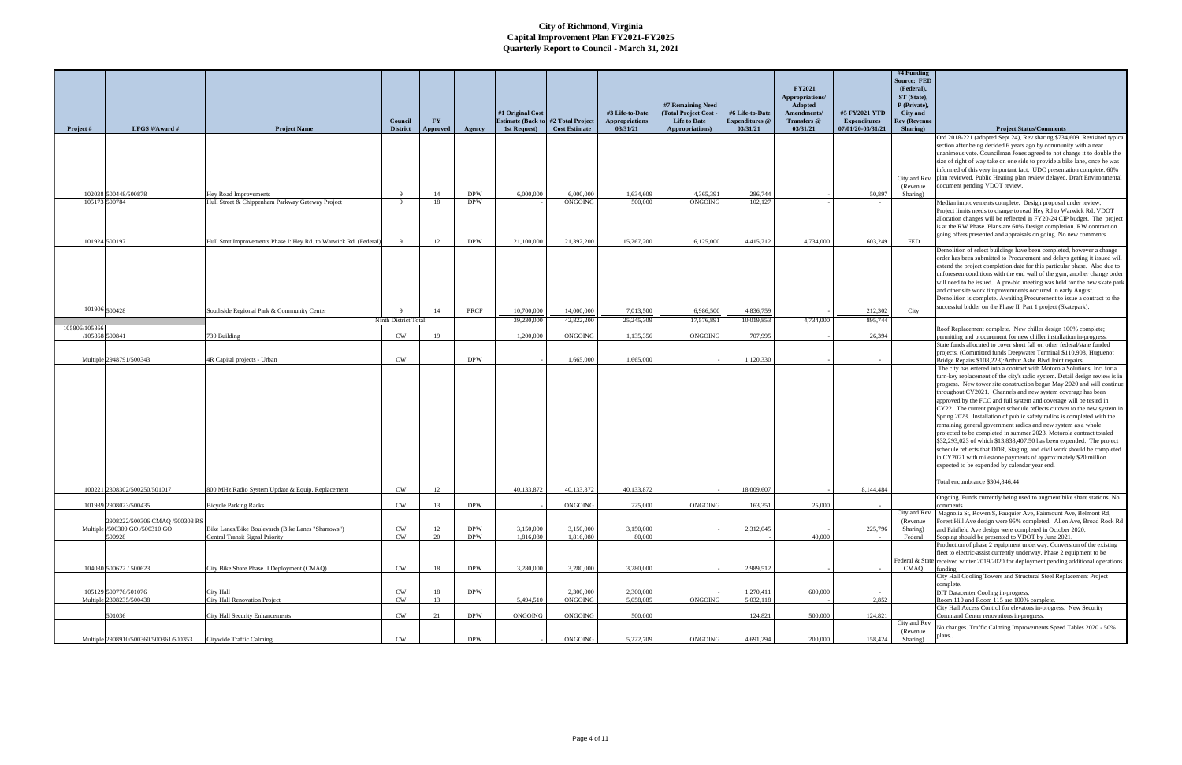# City of Richmond, Virginia
## Capital Improvement Plan FY2021-FY2025
## Quarterly Report to Council - March 31, 2021

| Project # | LFGS #/Award # | Project Name | Council District | FY Approved | Agency | #1 Original Cost Estimate (Back to 1st Request) | #2 Total Project Cost Estimate | #3 Life-to-Date Appropriations 03/31/21 | #7 Remaining Need (Total Project Cost - Life to Date Appropriations) | #6 Life-to-Date Expenditures @ 03/31/21 | FY2021 Appropriations/ Adopted Amendments/ Transfers @ 03/31/21 | #5 FY2021 YTD Expenditures 07/01/20-03/31/21 | #4 Funding Source: FED (Federal), ST (State), P (Private), City and Rev (Revenue Sharing) | Project Status/Comments |
|---|---|---|---|---|---|---|---|---|---|---|---|---|---|---|
| 102038 | 500448/500878 | Hey Road Improvements | 9 | 14 | DPW | 6,000,000 | 6,000,000 | 1,634,609 | 4,365,391 | 286,744 | - | 50,897 | City and Rev (Revenue Sharing) | Ord 2018-221 (adopted Sept 24), Rev sharing $734,609. Revisited typical section after being decided 6 years ago by community with a near unanimous vote. Councilman Jones agreed to not change it to double the size of right of way take on one side to provide a bike lane, once he was informed of this very important fact. UDC presentation complete. 60% plan reviewed. Public Hearing plan review delayed. Draft Environmental document pending VDOT review. |
| 105173 | 500784 | Hull Street & Chippenham Parkway Gateway Project | 9 | 18 | DPW | - | ONGOING | 500,000 | ONGOING | 102,127 | - | - | | Median improvements complete. Design proposal under review. |
| 101924 | 500197 | Hull Stret Improvements Phase I: Hey Rd. to Warwick Rd. (Federal) | 9 | 12 | DPW | 21,100,000 | 21,392,200 | 15,267,200 | 6,125,000 | 4,415,712 | 4,734,000 | 603,249 | FED | Project limits needs to change to read Hey Rd to Warwick Rd. VDOT allocation changes will be reflected in FY20-24 CIP budget. The project is at the RW Phase. Plans are 60% Design completion. RW contract on going offers presented and appraisals on going. No new comments |
| 101906 | 500428 | Southside Regional Park & Community Center | 9 | 14 | PRCF | 10,700,000 | 14,000,000 | 7,013,500 | 6,986,500 | 4,836,759 | - | 212,302 | City | Demolition of select buildings have been completed, however a change order has been submitted to Procurement and delays getting it issued will extend the project completion date for this particular phase. Also due to unforeseen conditions with the end wall of the gym, another change order will need to be issued. A pre-bid meeting was held for the new skate park and other site work timprovements occurred in early August. Demolition is complete. Awaiting Procurement to issue a contract to the successful bidder on the Phase II, Part 1 project (Skatepark). |
| | | | Ninth District Total: | | | 39,230,000 | 42,822,200 | 25,245,309 | 17,576,891 | 10,019,853 | 4,734,000 | 895,744 | | |
| 105806/105866 /105868 | 500841 | 730 Building | CW | 19 | | 1,200,000 | ONGOING | 1,135,356 | ONGOING | 707,995 | - | 26,394 | | Roof Replacement complete. New chiller design 100% complete; permitting and procurement for new chiller installation in-progress. |
| Multiple | 2948791/500343 | 4R Capital projects - Urban | CW | | DPW | - | 1,665,000 | 1,665,000 | - | 1,120,330 | - | - | | State funds allocated to cover short fall on other federal/state funded projects. (Committed funds Deepwater Terminal $110,908, Huguenot Bridge Repairs $108,223):Arthur Ashe Blvd Joint repairs |
| 100221 | 2308302/500250/501017 | 800 MHz Radio System Update & Equip. Replacement | CW | 12 | | 40,133,872 | 40,133,872 | 40,133,872 | - | 18,009,607 | - | 8,144,484 | | The city has entered into a contract with Motorola Solutions, Inc. for a turn-key replacement of the city's radio system. Detail design review is in progress. New tower site construction began May 2020 and will continue throughout CY2021. Channels and new system coverage has been approved by the FCC and full system and coverage will be tested in CY22. The current project schedule reflects cutover to the new system in Spring 2023. Installation of public safety radios is completed with the remaining general government radios and new system as a whole projected to be completed in summer 2023. Motorola contract totaled $32,293,023 of which $13,838,407.50 has been expended. The project schedule reflects that DDR, Staging, and civil work should be completed in CY2021 with milestone payments of approximately $20 million expected to be expended by calendar year end.<br><br>Total encumbrance $304,846.44 |
| 101939 | 2908023/500435 | Bicycle Parking Racks | CW | 13 | DPW | - | ONGOING | 225,000 | ONGOING | 163,351 | 25,000 | - | | Ongoing. Funds currently being used to augment bike share stations. No comments |
| Multiple | 2908222/500306 CMAQ /500308 RS /500309 GO /500310 GO | Bike Lanes/Bike Boulevards (Bike Lanes "Sharrows") | CW | 12 | DPW | 3,150,000 | 3,150,000 | 3,150,000 | - | 2,312,045 | - | 225,796 | City and Rev (Revenue Sharing) | Magnolia St, Rowen S, Fauquier Ave, Fairmount Ave, Belmont Rd, Forest Hill Ave design were 95% completed. Allen Ave, Broad Rock Rd and Fairfield Ave design were completed in October 2020. |
| | 500928 | Central Transit Signal Priority | CW | 20 | DPW | 1,816,080 | 1,816,080 | 80,000 | | - | 40,000 | - | Federal | Scoping should be presented to VDOT by June 2021. |
| 104030 | 500622 / 500623 | City Bike Share Phase II Deployment (CMAQ) | CW | 18 | DPW | 3,280,000 | 3,280,000 | 3,280,000 | - | 2,989,512 | - | - | Federal & State CMAQ | Production of phase 2 equipment underway. Conversion of the existing fleet to electric-assist currently underway. Phase 2 equipment to be received winter 2019/2020 for deployment pending additional operations funding. |
| 105129 | 500776/501076 | City Hall | CW | 18 | DPW | | 2,300,000 | 2,300,000 | - | 1,270,411 | 600,000 | - | | City Hall Cooling Towers and Structural Steel Replacement Project complete.<br>DIT Datacenter Cooling in-progress. |
| Multiple | 2308235/500438 | City Hall Renovation Project | CW | 13 | | 5,494,510 | ONGOING | 5,058,085 | ONGOING | 5,032,118 | - | 2,852 | | Room 110 and Room 115 are 100% complete. |
| | 501036 | City Hall Security Enhancements | CW | 21 | DPW | ONGOING | ONGOING | 500,000 | | 124,821 | 500,000 | 124,821 | | City Hall Access Control for elevators in-progress. New Security Command Center renovations in-progress. |
| Multiple | 2908910/500360/500361/500353 | Citywide Traffic Calming | CW | | DPW | - | ONGOING | 5,222,709 | ONGOING | 4,691,294 | 200,000 | 158,424 | City and Rev (Revenue Sharing) | No changes. Traffic Calming Improvements Speed Tables 2020 - 50% plans.. |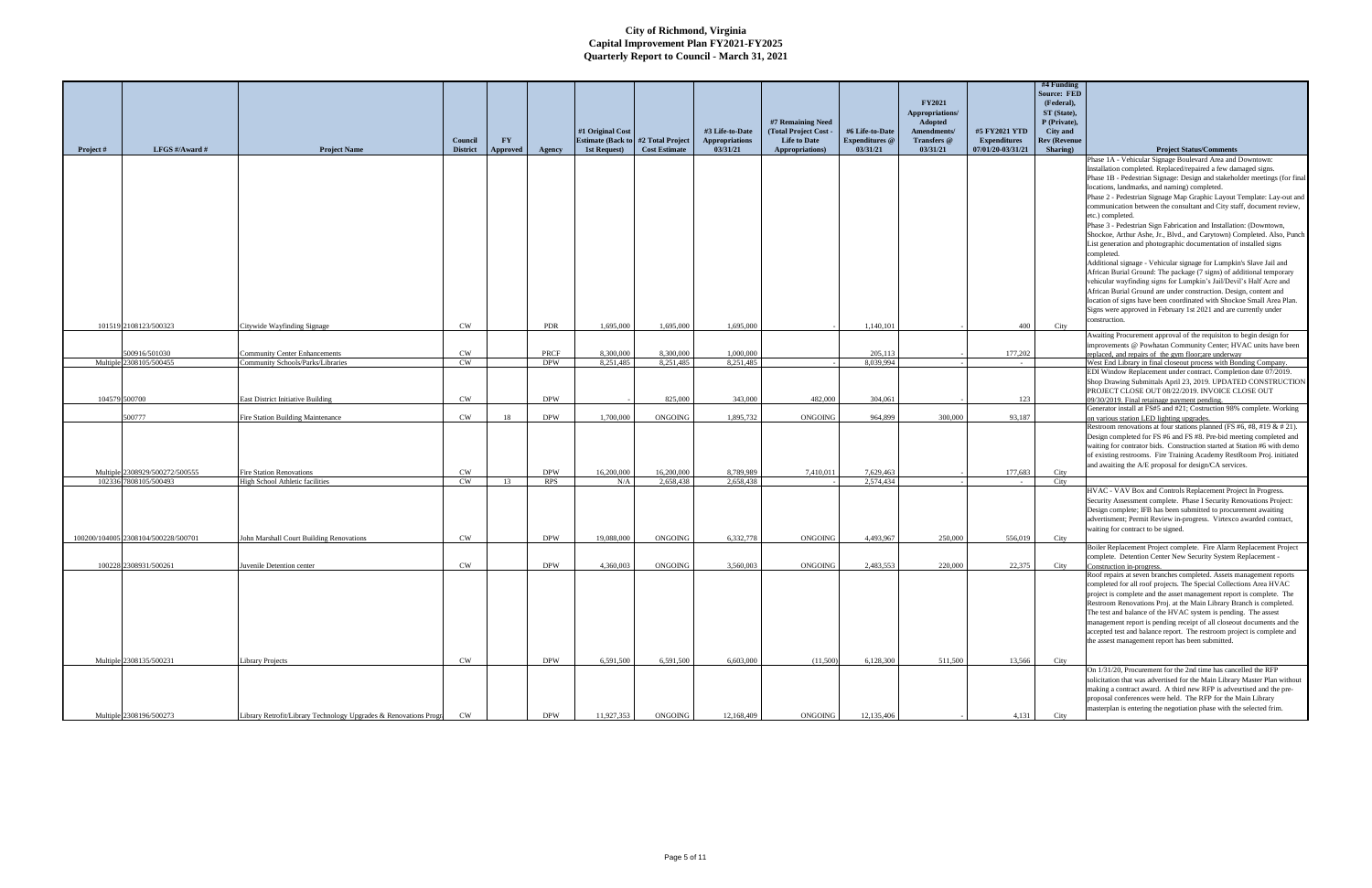# City of Richmond, Virginia
## Capital Improvement Plan FY2021-FY2025
### Quarterly Report to Council - March 31, 2021

| Project # | LFGS #/Award # | Project Name | Council District | FY Approved | Agency | #1 Original Cost Estimate (Back to 1st Request) | #2 Total Project Cost Estimate | #3 Life-to-Date Appropriations 03/31/21 | #7 Remaining Need (Total Project Cost - Life to Date Appropriations) | #6 Life-to-Date Expenditures @ 03/31/21 | FY2021 Appropriations/ Adopted Amendments/ Transfers @ 03/31/21 | #5 FY2021 YTD Expenditures 07/01/20-03/31/21 | #4 Funding Source: FED (Federal), ST (State), P (Private), City and Rev (Revenue Sharing) | Project Status/Comments |
|---|---|---|---|---|---|---|---|---|---|---|---|---|---|---|
| 101519 | 2108123/500323 | Citywide Wayfinding Signage | CW | | PDR | 1,695,000 | 1,695,000 | 1,695,000 | - | 1,140,101 | - | 400 | City | Phase 1A - Vehicular Signage Boulevard Area and Downtown: Installation completed. Replaced/repaired a few damaged signs. Phase 1B - Pedestrian Signage: Design and stakeholder meetings (for final locations, landmarks, and naming) completed. Phase 2 - Pedestrian Signage Map Graphic Layout Template: Lay-out and communication between the consultant and City staff, document review, etc.) completed. Phase 3 - Pedestrian Sign Fabrication and Installation: (Downtown, Shockoe, Arthur Ashe, Jr., Blvd., and Carytown) Completed. Also, Punch List generation and photographic documentation of installed signs completed. Additional signage - Vehicular signage for Lumpkin's Slave Jail and African Burial Ground: The package (7 signs) of additional temporary vehicular wayfinding signs for Lumpkin's Jail/Devil's Half Acre and African Burial Ground are under construction. Design, content and location of signs have been coordinated with Shockoe Small Area Plan. Signs were approved in February 1st 2021 and are currently under construction. |
| | 500916/501030 | Community Center Enhancements | CW | | PRCF | 8,300,000 | 8,300,000 | 1,000,000 | | 205,113 | - | 177,202 | | Awaiting Procurement approval of the requisiton to begin design for improvements @ Powhatan Community Center; HVAC units have been replaced, and repairs of the gym floor;are underway |
| Multiple | 2308105/500455 | Community Schools/Parks/Libraries | CW | | DPW | 8,251,485 | 8,251,485 | 8,251,485 | - | 8,039,994 | - | - | | West End Library in final closeout process with Bonding Company. |
| 104579 | 500700 | East District Initiative Building | CW | | DPW | - | 825,000 | 343,000 | 482,000 | 304,061 | - | 123 | | EDI Window Replacement under contract. Completion date 07/2019. Shop Drawing Submittals April 23, 2019. UPDATED CONSTRUCTION PROJECT CLOSE OUT 08/22/2019. INVOICE CLOSE OUT 09/30/2019. Final retainage payment pending. |
| | 500777 | Fire Station Building Maintenance | CW | 18 | DPW | 1,700,000 | ONGOING | 1,895,732 | ONGOING | 964,899 | 300,000 | 93,187 | | Generator install at FS#5 and #21; Costruction 98% complete. Working on various station LED lighting upgrades. |
| Multiple | 2308929/500272/500555 | Fire Station Renovations | CW | | DPW | 16,200,000 | 16,200,000 | 8,789,989 | 7,410,011 | 7,629,463 | - | 177,683 | City | Restroom renovations at four stations planned (FS #6, #8, #19 & # 21). Design completed for FS #6 and FS #8. Pre-bid meeting completed and waiting for contrator bids. Construction started at Station #6 with demo of existing restrooms. Fire Training Academy RestRoom Proj. initiated and awaiting the A/E proposal for design/CA services. |
| 102336 | 7808105/500493 | High School Athletic facilities | CW | 13 | RPS | N/A | 2,658,438 | 2,658,438 | - | 2,574,434 | - | - | City | |
| 100200/104005 | 2308104/500228/500701 | John Marshall Court Building Renovations | CW | | DPW | 19,088,000 | ONGOING | 6,332,778 | ONGOING | 4,493,967 | 250,000 | 556,019 | City | HVAC - VAV Box and Controls Replacement Project In Progress. Security Assessment complete. Phase I Security Renovations Project: Design complete; IFB has been submitted to procurement awaiting advertisment; Permit Review in-progress. Virtexco awarded contract, waiting for contract to be signed. |
| 100228 | 2308931/500261 | Juvenile Detention center | CW | | DPW | 4,360,003 | ONGOING | 3,560,003 | ONGOING | 2,483,553 | 220,000 | 22,375 | City | Boiler Replacement Project complete. Fire Alarm Replacement Project complete. Detention Center New Security System Replacement - Construction in-progress. |
| Multiple | 2308135/500231 | Library Projects | CW | | DPW | 6,591,500 | 6,591,500 | 6,603,000 | (11,500) | 6,128,300 | 511,500 | 13,566 | City | Roof repairs at seven branches completed. Assets management reports completed for all roof projects. The Special Collections Area HVAC project is complete and the asset management report is complete. The Restroom Renovations Proj. at the Main Library Branch is completed. The test and balance of the HVAC system is pending. The assest management report is pending receipt of all closeout documents and the accepted test and balance report. The restroom project is complete and the assest management report has been submitted. |
| Multiple | 2308196/500273 | Library Retrofit/Library Technology Upgrades & Renovations Progr | CW | | DPW | 11,927,353 | ONGOING | 12,168,409 | ONGOING | 12,135,406 | - | 4,131 | City | On 1/31/20, Procurement for the 2nd time has cancelled the RFP solicitation that was advertised for the Main Library Master Plan without making a contract award. A third new RFP is advertised and the pre-proposal conferences were held. The RFP for the Main Library masterplan is entering the negotiation phase with the selected frim. |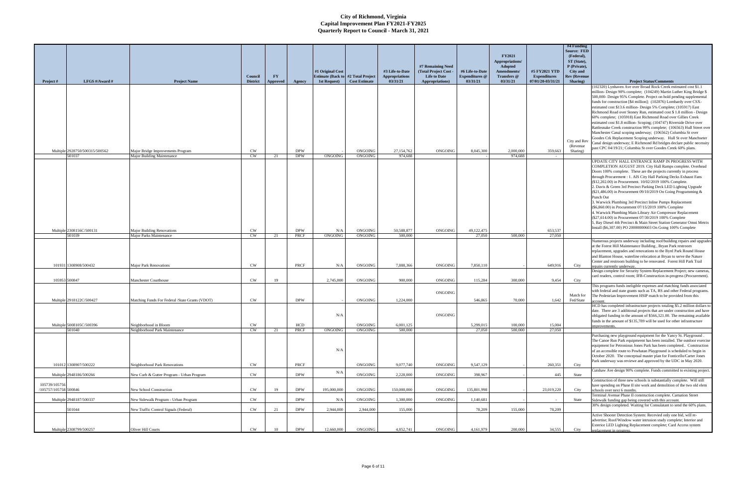# City of Richmond, Virginia
## Capital Improvement Plan FY2021-FY2025
## Quarterly Report to Council - March 31, 2021

| Project # | LFGS #/Award # | Project Name | Council District | FY Approved | Agency | #1 Original Cost Estimate (Back to 1st Request) | #2 Total Project Cost Estimate | #3 Life-to-Date Appropriations 03/31/21 | #7 Remaining Need (Total Project Cost - Life to Date Appropriations) | #6 Life-to-Date Expenditures @ 03/31/21 | FY2021 Appropriations/ Adopted Amendments/ Transfers @ 03/31/21 | #5 FY2021 YTD Expenditures 07/01/20-03/31/21 | #4 Funding Source: FED (Federal), ST (State), P (Private), City and Rev (Revenue Sharing) | Project Status/Comments |
|---|---|---|---|---|---|---|---|---|---|---|---|---|---|---|
| Multiple | 2928750/500315/500562 | Major Bridge Improvements Program | CW | | DPW | - | ONGOING | 27,154,762 | ONGOING | 8,045,300 | 2,000,000 | 359,663 | City and Rev (Revenue Sharing) | (102320) Lynhaven Ave over Broad Rock Creek estimated cost $1.1 million- Design 90% complete; (104249) Martin Luther King Bridge $ 500,000- Design 95% Complete. Project on hold pending supplemental funds for construction [$4 million]; (102876) Lombardy over CSX- estimated cost $13.6 million- Design 5% Complete; (105917) East Richmond Road over Stoney Run, estimated cost $ 1.8 million - Design 60% complete; (105918) East Richmond Road over Gillies Creek estimated cost $1.8 million- Scoping; (104747) Riverside Drive over Rattlesnake Creek construction 99% complete; (106563) Hull Street over Manchester Canal scoping underway; (106562) Columbia St over Goodes Crk Replacement Scoping underway. Hull St over Manchseter Canal design underway; E Richmond Rd bridges declare public necessity past CPC 04/19/21; Columbia St over Goodes Creek 60% plans. |
| | 501037 | Major Building Maintenance | CW | 21 | DPW | ONGOING | ONGOING | 974,688 | | - | 974,688 | - | | |
| Multiple | 2308156C/500131 | Major Building Renovations | CW | | DPW | N/A | ONGOING | 50,588,877 | ONGOING | 49,122,475 | - | 653,537 | | UPDATE CITY HALL ENTRANCE RAMP IN PROGRESS WITH COMPLETION AUGUST 2019. City Hall Ramps complete. Overhead Doors 100% complete. These are the projects currently in process through Procurement : 1. AIS City Hall Parking Decks Exhaust Fans ($12,202.00) in Procurement. 10/02/2019 100% Complete. 2. Davis & Green 3rd Precinct Parking Deck LED Lighting Upgrade ($21,486.00) in Procurement 09/10/2019 On Going Programming & Punch Out 3. Warwick Plumbing 3rd Precinct Inline Pumps Replacement ($6,860.00) in Procurement 07/15/2019 100% Complete 4. Warwick Plumbing Main Library Air Compressor Replacement ($27,614.00) in Procurement 07/30/2019 100% Complete 5. Bay Diesel 4th Precinct & Main Street Station Generator Omni Metrix Install ($6,307.00) PO 20000000603 On Going 100% Complete |
| | 501039 | Major Parks Maintenance | CW | 21 | PRCF | ONGOING | ONGOING | 500,000 | | 27,050 | 500,000 | 27,050 | | |
| 101931 | 1308908/500432 | Major Park Renovations | CW | | PRCF | N/A | ONGOING | 7,888,366 | ONGOING | 7,850,110 | - | 649,916 | City | Numerous projects underway including roof/building repairs and upgrades at the Forest Hill Maintenance Building , Bryan Park restroom replacement, upgrades and renovations to the Byrd Park Round House and Blanton House, waterline relocation at Bryan to serve the Nature Center and restroom building to be renovated. Forest Hill Park Trail repairs currently underway. |
| 105953 | 500847 | Manchester Courthouse | CW | 19 | | 2,745,000 | ONGOING | 900,000 | ONGOING | 115,284 | 300,000 | 9,454 | City | Design complete for Security System Replacement Project; new cameras, card readers, control room; IFB-Construction in-progress (Procurement). |
| Multiple | 2918122C/500427 | Matching Funds For Federal /State Grants (VDOT) | CW | | DPW | - | ONGOING | 1,224,000 | ONGOING | 546,865 | 70,000 | 1,642 | Match for Fed/State | This programs funds ineligible expenses and matching funds associated with federal and state grants such as TA, RS and other Federal programs. The Pedestrian Improvement HSIP match to be provided from this account. |
| Multiple | 5008105C/500396 | Neighborhood in Bloom | CW | | HCD | N/A | ONGOING | 6,001,125 | ONGOING | 5,299,015 | 100,000 | 15,004 | | HCD has completed infrastructure projects totaling $5.2 million dollars to date. There are 3 additional projects that are under construction and have obligated funding in the amount of $566,321.00. The remaining available funds in the amount of $135,789 will be used for other infrastructure improvements. |
| | 501040 | Neighborhood Park Maintenance | CW | 21 | PRCF | ONGOING | ONGOING | 500,000 | | 27,050 | 500,000 | 27,050 | | |
| 101012 | 1308907/500222 | Neighborhood Park Renovations | CW | | PRCF | N/A | ONGOING | 9,077,740 | ONGOING | 9,547,129 | - | 260,351 | City | Purchasing new playground equipment for the Yancy St. Playground . The Canoe Run Park equipmeent has been installed. The outdoor exercise equipment for Petronious Jones Park has been completed.. Construction of an accessible route to Powhatan Playground is scheduled to begin in October 2020. The conceptual master plan for Fonticello/Carter Jones Park underway was reviewe and approved by the UDC in May 2020. |
| Multiple | 2948186/500266 | New Curb & Gutter Program - Urban Program | CW | | DPW | N/A | ONGOING | 2,228,000 | ONGOING | 398,967 | - | 445 | State | Cutshaw Ave design 90% complete. Funds committed to existing project. |
| 105739/105756 /105757/105758 | 500846 | New School Construction | CW | 19 | DPW | 195,000,000 | ONGOING | 150,000,000 | ONGOING | 135,801,998 | - | 23,019,220 | City | Construction of three new schools is substantially complete. Will still have spending on Phase II site work and demolition of the two old elem schools over next 6 months. |
| Multiple | 2948187/500337 | New Sidewalk Program - Urban Program | CW | | DPW | N/A | ONGOING | 1,300,000 | ONGOING | 1,140,681 | - | - | State | Terminal Avenue Phase II construction complete. Carnation Street Sidewalk funding gap being covered with this account. |
| | 501044 | New Traffic Control Signals (Federal) | CW | 21 | DPW | 2,944,000 | 2,944,000 | 155,000 | | 78,209 | 155,000 | 78,209 | | 30% design completed. Waiting for Consulatant to send the 60% plans. |
| Multiple | 2308799/500257 | Oliver Hill Courts | CW | 10 | DPW | 12,660,000 | ONGOING | 4,852,741 | ONGOING | 4,161,979 | 200,000 | 34,555 | City | Active Shooter Detection System: Recevied only one bid, will re-advertise; Roof/Window water intrusion study complete; Interior and Exterior LED Lighting Replacement complete; Card Access system replacement in progress. |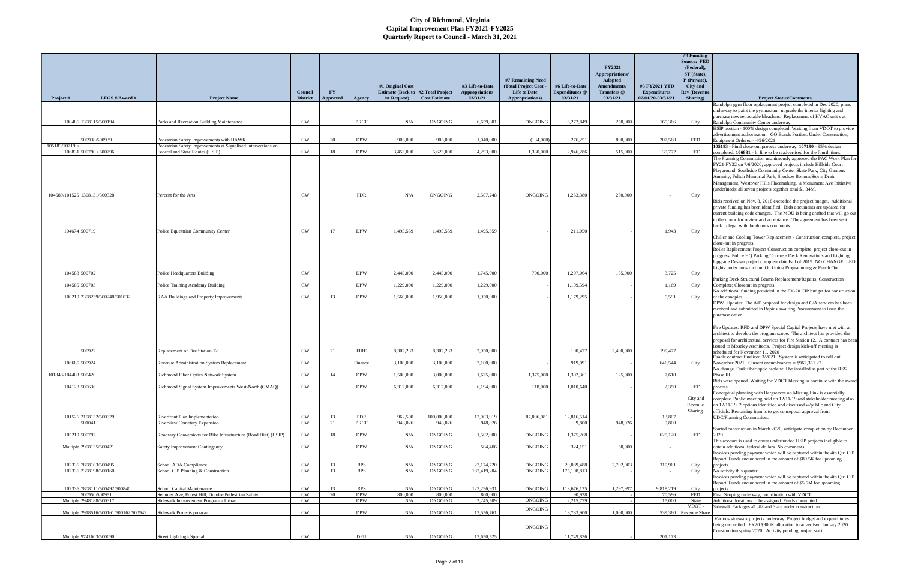# City of Richmond, Virginia
## Capital Improvement Plan FY2021-FY2025
### Quarterly Report to Council - March 31, 2021

| Project # | LFGS #/Award # | Project Name | Council District | FY Approved | Agency | #1 Original Cost Estimate (Back to 1st Request) | #2 Total Project Cost Estimate | #3 Life-to-Date Appropriations 03/31/21 | #7 Remaining Need (Total Project Cost - Life to Date Appropriations) | #6 Life-to-Date Expenditures @ 03/31/21 | FY2021 Appropriations/ Adopted Amendments/ Transfers @ 03/31/21 | #5 FY2021 YTD Expenditures 07/01/20-03/31/21 | #4 Funding Source: FED (Federal), ST (State), P (Private), City and Rev (Revenue Sharing) | Project Status/Comments |
|---|---|---|---|---|---|---|---|---|---|---|---|---|---|---|
| 100486 | 1308115/500194 | Parks and Recreation Building Maintenance | CW | | PRCF | N/A | ONGOING | 6,659,801 | ONGOING | 6,272,849 | 250,000 | 165,366 | City | Randolph gym floor replacement project completed in Dec 2020; plans underway to paint the gymnasium, upgrade the interior lighting and purchase new retractable bleachers. Replacement of HVAC unit s at Randolph Community Center underway. |
| | 500938/500939 | Pedestrian Safety Improvements with HAWK | CW | 20 | DPW | 906,000 | 906,000 | 1,040,000 | (134,000) | 276,251 | 800,000 | 207,568 | FED | HSIP portion - 100% design completed. Waiting from VDOT to provide advertisement authorization. GO Bonds Portion: Under Construction, Equipment Ordered.- 4/26/2021 |
| 105183/107190/ 106831 | 500790 / 500796 | Pedestrian Safety Improvements at Signalized Intersections on Federal and State Routes (HSIP) | CW | 18 | DPW | 3,453,000 | 5,623,000 | 4,293,000 | 1,330,000 | 2,946,286 | 515,000 | 39,772 | FED | **105183** - Final close-out process underway. **107190** - 95% design completed. **106831** - In line to be readvertised for the fourth time. |
| 104689/101525 | 1308131/500328 | Percent for the Arts | CW | | PDR | N/A | ONGOING | 2,587,248 | ONGOING | 1,253,380 | 250,000 | - | City | The Planning Commission unanimously approved the PAC Work Plan for FY21-FY22 on 7/6/2020; approved projects include Hillside Court Playground, Southside Community Center Skate Park, City Gardens Amenity, Fulton Memorial Park, Shockoe Bottom/Storm Drain Management, Westover Hills Placemaking, a Monument Ave Initiative (undefined); all seven projects together total $1.34M. |
| 104674 | 500719 | Police Equestrian Community Center | CW | 17 | DPW | 1,495,559 | 1,495,559 | 1,495,559 | - | 211,050 | - | 1,943 | City | Bids received on Nov. 8, 2018 exceeded the project budget. Additional private funding has been identified. Bids documents are updated for current building code changes. The MOU is being drafted that will go out to the donor for review and acceptance. The agreement has been sent back to legal with the donors comments. |
| 104583 | 500702 | Police Headquarters Building | CW | | DPW | 2,445,000 | 2,445,000 | 1,745,000 | 700,000 | 1,207,064 | 155,000 | 3,725 | City | Chiller and Cooling Tower Replacement - Construction complete, project close-out in progress. Boiler Replacement Project Construction complete, project close-out in progress. Police HQ Parking Concrete Deck Renovations and Lighting Upgrade Design project complete date Fall of 2019. NO CHANGE. LED Lights under construction. On Going Programming & Punch Out |
| 104585 | 500703 | Police Training Academy Building | CW | | DPW | 1,229,000 | 1,229,000 | 1,229,000 | | 1,109,594 | | 1,169 | City | Parking Deck Structural Beams Replacement/Repairs; Construction Complete; Closeout in progress. |
| 100219 | 2308239/500248/501032 | RAA Buildings and Property Improvements | CW | 13 | DPW | 1,560,000 | 1,950,000 | 1,950,000 | - | 1,179,295 | - | 5,591 | City | No additional funding provided in the FY-20 CIP budget for construction of the canopies. |
| | 500922 | Replacement of Fire Station 12 | CW | 21 | FIRE | 8,302,233 | 8,302,233 | 2,950,000 | | 190,477 | 2,400,000 | 190,477 | | DPW Updates: The A/E proposal for design and C/A services has been received and submitted in Rapids awaiting Procurement to issue the purchase order. Fire Updates: RFD and DPW Special Capital Projects have met with an architect to develop the program scope. The architect has provided the proposal for architectural services for Fire Station 12. A contract has been issued to Moseley Architects. Project design kick-off meeting is scheduled for November 11, 2020. |
| 106685 | 500924 | Revenue Administration System Replacement | CW | | Finance | 3,100,000 | 3,100,000 | 3,100,000 | - | 919,091 | - | 646,544 | City | Oracle contract finalized 3/2021. System is anticipated to roll out November 2021. Current encumbrances = $962,351.22 |
| 101848/104408 | 500420 | Richmond Fiber Optics Network System | CW | 14 | DPW | 1,500,000 | 3,000,000 | 1,625,000 | 1,375,000 | 1,302,361 | 125,000 | 7,610 | | No change. Dark fiber optic cable will be installed as part of the RSS Phase III. |
| 104128 | 500636 | Richmond Signal System Improvements West-North (CMAQ) | CW | | DPW | 6,312,000 | 6,312,000 | 6,194,000 | 118,000 | 1,010,640 | - | 2,350 | FED | Bids were opened. Waiting for VDOT blessing to continue with the award process. |
| 101526 | 2108132/500329 | Riverfront Plan Implementation | CW | 13 | PDR | 962,500 | 100,000,000 | 12,903,919 | 87,096,081 | 12,816,514 | | 13,807 | City and Revenue Sharing | Conceptual planning with Hargreaves on Missing Link is essentially complete. Public meeting held on 12/11/19 and stakeholder meeting also on 12/11/19. 2 options identified and discussed w/public and City officials. Remaining item is to get conceptual approval from UDC/Planning Commission. |
| | 501041 | Riverview Cemetary Expansion | CW | 21 | PRCF | 948,026 | 948,026 | 948,026 | | 9,800 | 948,026 | 9,800 | | |
| 105219 | 500792 | Roadway Conversions for Bike Infrastructure (Road Diet) (HSIP) | CW | 18 | DPW | N/A | ONGOING | 1,502,000 | ONGOING | 1,375,268 | | 620,120 | FED | Started construction in March 2020, anticipate completion by December 2020. |
| Multiple | 2908135/500421 | Safety Improvement Contingency | CW | | DPW | N/A | ONGOING | 504,406 | ONGOING | 324,151 | 50,000 | - | | This account is used to cover underfunded HSIP projects ineligible to obtain additional federal dollars. No comments. |
| 102336 | 7808103/500495 | School ADA Compliance | CW | 13 | RPS | N/A | ONGOING | 23,174,720 | ONGOING | 20,089,488 | 2,702,003 | 310,961 | City | Invoices pending payment which will be captured within the 4th Qtr. CIP Report. Funds encumbered in the amount of $80.5K for upcoming projects. |
| 102336 | 2308198/500160 | School CIP Planning & Construction | CW | 13 | RPS | N/A | ONGOING | 182,419,204 | ONGOING | 175,108,813 | - | - | City | No activity this quarter |
| 102336 | 7808111/500492/500840 | School Capital Maintenance | CW | 13 | RPS | N/A | ONGOING | 123,296,931 | ONGOING | 113,676,125 | 1,297,997 | 9,818,219 | City | Invoices pending payment which will be captured within the 4th Qtr. CIP Report. Funds encumbered in the amount of $5.5M for upcoming projects. |
| | 500950/500951 | Semmes Ave, Forest Hill, Dundee Pedestrian Safety | CW | 20 | DPW | 800,000 | 800,000 | 800,000 | | 90,928 | | 70,596 | FED | Final Scoping underway, coordination with VDOT. |
| Multiple | 2948188/500317 | Sidewalk Improvement Program - Urban | CW | | DPW | N/A | ONGOING | 2,245,509 | ONGOING | 2,215,779 | - | 15,000 | State | Additional locations to be assigned. Funds committed. |
| Multiple | 2918516/500161/500162/500942 | Sidewalk Projects program | CW | | DPW | N/A | ONGOING | 13,556,761 | ONGOING | 13,733,900 | 1,000,000 | 539,360 | VDOT - Revenue Share | Sidewalk Packages #1 ,#2 and 3 are under construction. |
| Multiple | 9741603/500090 | Street Lighting - Special | CW | | DPU | N/A | ONGOING | 13,650,525 | ONGOING | 11,749,836 | - | 201,173 | | Various sidewalk projects underway. Project budget and expenditures being reconciled. FY20 $900K allocation to advertised January 2020. Construction spring 2020. Activity pending project start. |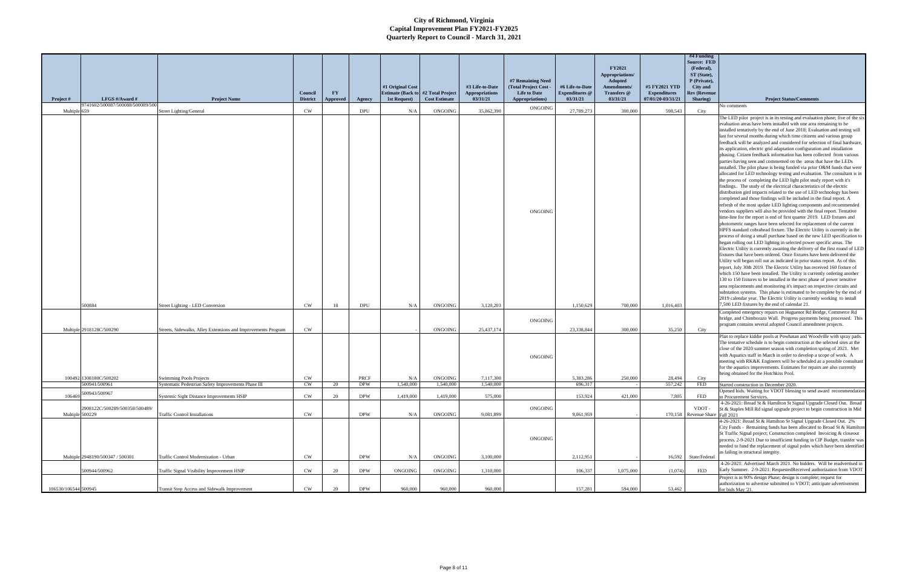# City of Richmond, Virginia
## Capital Improvement Plan FY2021-FY2025
## Quarterly Report to Council - March 31, 2021

| Project # | LFGS #/Award # | Project Name | Council District | FY Approved | Agency | #1 Original Cost Estimate (Back to 1st Request) | #2 Total Project Cost Estimate | #3 Life-to-Date Appropriations 03/31/21 | #7 Remaining Need (Total Project Cost - Life to Date Appropriations) | #6 Life-to-Date Expenditures @ 03/31/21 | FY2021 Appropriations/ Adopted Amendments/ Transfers @ 03/31/21 | #5 FY2021 YTD Expenditures 07/01/20-03/31/21 | #4 Funding Source: FED (Federal), ST (State), P (Private), City and Rev (Revenue Sharing) | Project Status/Comments |
|---|---|---|---|---|---|---|---|---|---|---|---|---|---|---|
| Multiple | 9741602/500087/500088/500089/500659 | Street Lighting/General | CW | | DPU | N/A | ONGOING | 35,862,390 | ONGOING | 27,789,273 | 300,000 | 598,543 | City | No comments |
| | 500884 | Street Lighting - LED Conversion | CW | 18 | DPU | N/A | ONGOING | 3,120,203 | ONGOING | 1,150,629 | 700,000 | 1,016,403 | | The LED pilot project is in its testing and evaluation phase; five of the six evaluation areas have been installed with one area remaining to be installed tentatively by the end of June 2018; Evaluation and testing will last for several months during which time citizens and various group feedback will be analyzed and considered for selection of final hardware, its application, electric grid adaptation configuration and installation phasing. Citizen feedback information has been collected from various parties having seen and commented on the areas that have the LEDs installed. The pilot phase is being funded via prior O&M funds that were allocated for LED technology testing and evaluation. The consultant is in the process of completing the LED light pilot study report with it's findings.. The study of the electrical characteristics of the electric distribution gird impacts related to the use of LED technology has been completed and those findings will be included in the final report. A refresh of the most update LED lighting components and recommended vendors suppliers will also be provided with the final report. Tentative time-line for the report is end of first quarter 2019. LED fixtures and photometric ranges have been selected for replacement of the current HPFS standard cobrahead fixture. The Electric Utility is currently in the process of doing a small purchase based on the new LED specification to began rolling out LED lighting in selected power specific areas. The Electric Utility is currently awaiting the delivery of the first round of LED fixtures that have been ordered. Once fixtures have been delivered the Utility will began roll out as indicated in prior status report. As of this report, July 30th 2019. The Electric Utility has received 160 fixture of which 150 have been installed. The Utility is currently ordering another 130 to 150 fixtures to be installed in the next phase of power sensitive area replacements and monitoring it's impact on respective circuits and substation systems. This phase is estimated to be complete by the end of 2019 calendar year. The Electric Utility is currently working to install 7,500 LED fixtures by the end of calendar 21. |
| Multiple | 2918128C/500290 | Streets, Sidewalks, Alley Extensions and Improvements Program | CW | | | - | ONGOING | 25,437,174 | ONGOING | 23,338,844 | 300,000 | 35,250 | City | Completed emergency repairs on Huguenot Rd Bridge, Commerce Rd bridge, and Chimborazo Wall. Progress payments being processed. This program contains several adopted Council amendment projects. |
| 100492 | 1308180C/500202 | Swimming Pools Projects | CW | | PRCF | N/A | ONGOING | 7,117,300 | ONGOING | 5,383,286 | 250,000 | 28,494 | City | Plan to replace kiddie pools at Powhatan and Woodville with spray pads. The tentative schedule is to begin construction at the selected sites at the close of the 2020 summer season with completion spring of 2021. Met with Aquatics staff in March in order to develop a scope of work. A meeting with RK&K Engineers will be scheduled as a possible consultant for the aquatics improvements. Estimates for repairs are also currently being obtained for the Hotchkiss Pool. |
| | 500941/500961 | Systematic Pedestrian Safety Improvements Phase III | CW | 20 | DPW | 1,540,000 | 1,540,000 | 1,540,000 | | 696,317 | - | 557,242 | FED | Started construction in December 2020. |
| 106469 | 500943/500967 | Systemic Sight Distance Improvements HSIP | CW | 20 | DPW | 1,419,000 | 1,419,000 | 575,000 | | 153,924 | 421,000 | 7,805 | FED | Opened bids. Waiting for VDOT blessing to send award recommendation to Procurement Services. |
| Multiple | 2908122C/500289/500358/500489/500229 | Traffic Control Installations | CW | | DPW | N/A | ONGOING | 9,081,899 | ONGOING | 9,061,959 | - | 170,158 | VDOT - Revenue Share | 4-26-2021: Broad St & Hamilton St Signal Upgrade Closed Out. Broad St & Staples Mill Rd signal upgrade project to begin construction in Mid Fall 2021 |
| Multiple | 2948190/500347 / 500301 | Traffic Control Modernization - Urban | CW | | DPW | N/A | ONGOING | 3,100,000 | ONGOING | 2,112,951 | - | 16,592 | State/Federal | 4-26-2021: Broad St & Hamilton St Signal Upgrade Closed Out. 2% City Funds - Remaining funds has been allocated to Broad St & Hamilton St Traffic Signal project; Construction completed Invoicing & closeout process. 2-9-2021 Due to insufficient funding in CIP Budget, transfer was needed to fund the replacement of signal poles which have been identified as failing in structural integrity. |
| | 500944/500962 | Traffic Signal Visibility Improvement HSIP | CW | 20 | DPW | ONGOING | ONGOING | 1,310,000 | | 106,337 | 1,075,000 | (1,074) | FED | 4-26-2021: Advertised March 2021. No bidders. Will be readvertised in Early Summer. 2-9-2021: RequestedReceived authorization from VDOT |
| 106530/106544 | 500945 | Transit Stop Access and Sidewalk Improvement | CW | 20 | DPW | 960,000 | 960,000 | 960,000 | | 157,281 | 594,000 | 53,462 | | Project is in 90% design Phase; design is complete; request for authorization to advertise submitted to VDOT; anticipate advertisement for bids May '21. |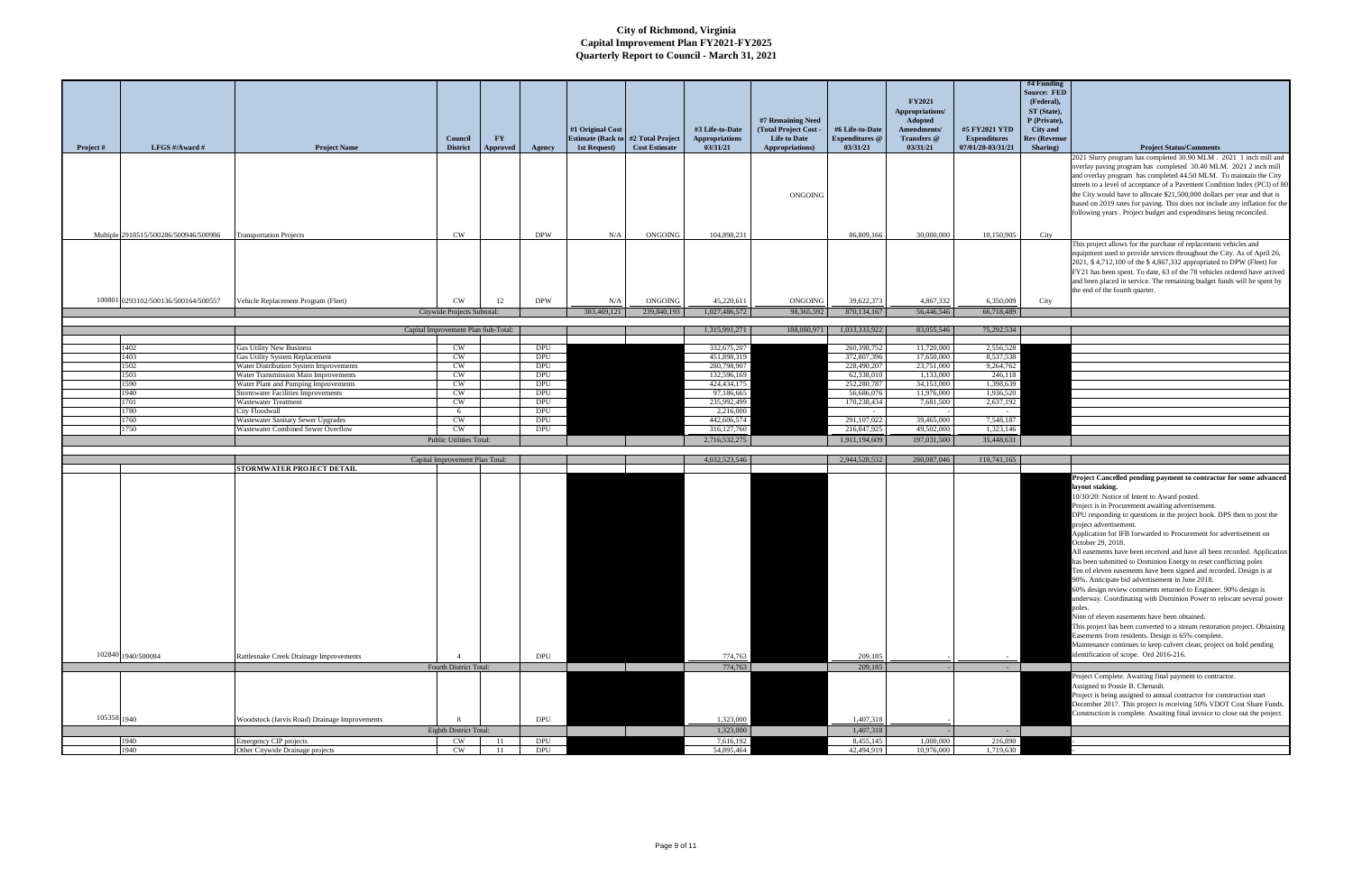# City of Richmond, Virginia
## Capital Improvement Plan FY2021-FY2025
## Quarterly Report to Council - March 31, 2021

| Project # | LFGS #/Award # | Project Name | Council District | FY Approved | Agency | #1 Original Cost Estimate (Back to 1st Request) | #2 Total Project Cost Estimate | #3 Life-to-Date Appropriations 03/31/21 | #7 Remaining Need (Total Project Cost - Life to Date Appropriations) | #6 Life-to-Date Expenditures @ 03/31/21 | FY2021 Appropriations/ Adopted Amendments/ Transfers @ 03/31/21 | #5 FY2021 YTD Expenditures 07/01/20-03/31/21 | #4 Funding Source: FED (Federal), ST (State), P (Private), City and Rev (Revenue Sharing) | Project Status/Comments |
|---|---|---|---|---|---|---|---|---|---|---|---|---|---|---|
| Multiple | 2918515/500286/500946/500986 | Transportation Projects | CW | | DPW | N/A | ONGOING | 104,898,231 | ONGOING | 86,809,166 | 30,000,000 | 10,150,905 | City | 2021 Slurry program has completed 30.90 MLM . 2021 1 inch mill and overlay paving program has completed 30.40 MLM. 2021 2 inch mill and overlay program has completed 44.50 MLM. To maintain the City streets to a level of acceptance of a Pavement Condition Index (PCI) of 80 the City would have to allocate $21,500,000 dollars per year and that is based on 2019 rates for paving. This does not include any inflation for the following years . Project budget and expenditures being reconciled. |
| 100801 | 0293102/500136/500164/500557 | Vehicle Replacement Program (Fleet) | CW | 12 | DPW | N/A | ONGOING | 45,220,611 | ONGOING | 39,622,373 | 4,867,332 | 6,350,009 | City | This project allows for the purchase of replacement vehicles and equipment used to provide services throughout the City. As of April 26, 2021, $ 4,712,100 of the $ 4,867,332 appropriated to DPW (Fleet) for FY21 has been spent. To date, 63 of the 78 vehicles ordered have arrived and been placed in service. The remaining budget funds will be spent by the end of the fourth quarter. |
| | | Citywide Projects Subtotal: | | | | 383,469,121 | 239,840,193 | 1,027,486,572 | 98,365,592 | 870,134,167 | 56,446,546 | 66,718,489 | | |
| | | Capital Improvement Plan Sub-Total: | | | | | | 1,315,991,271 | 188,080,971 | 1,033,333,922 | 83,055,546 | 75,292,534 | | |
| | 1402 | Gas Utility New Business | CW | | DPU | | | 332,675,207 | | 260,398,752 | 11,720,000 | 2,556,528 | | |
| | 1403 | Gas Utility System Replacement | CW | | DPU | | | 451,898,319 | | 372,807,396 | 17,650,000 | 8,537,538 | | |
| | 1502 | Water Distribution System Improvements | CW | | DPU | | | 280,798,907 | | 228,490,207 | 23,751,000 | 9,264,762 | | |
| | 1503 | Water Transmission Main Improvements | CW | | DPU | | | 132,596,169 | | 62,338,010 | 1,133,000 | 246,118 | | |
| | 1590 | Water Plant and Pumping Improvements | CW | | DPU | | | 424,434,175 | | 252,280,787 | 34,153,000 | 1,398,639 | | |
| | 1940 | Stormwater Facilities Improvements | CW | | DPU | | | 97,186,665 | | 56,686,076 | 11,976,000 | 1,936,520 | | |
| | 1701 | Wastewater Treatment | CW | | DPU | | | 235,992,499 | | 170,238,434 | 7,681,500 | 2,637,192 | | |
| | 1780 | City Floodwall | 6 | | DPU | | | 2,216,000 | | - | - | - | | |
| | 1760 | Wastewater Sanitary Sewer Upgrades | CW | | DPU | | | 442,606,574 | | 291,107,022 | 39,465,000 | 7,548,187 | | |
| | 1750 | Wastewater Combined Sewer Overflow | CW | | DPU | | | 316,127,760 | | 216,847,925 | 49,502,000 | 1,323,146 | | |
| | | Public Utilities Total: | | | | | | 2,716,532,275 | | 1,911,194,609 | 197,031,500 | 35,448,631 | | |
| | | Capital Improvement Plan Total: | | | | | | 4,032,523,546 | | 2,944,528,532 | 280,087,046 | 110,741,165 | | |
| | | **STORMWATER PROJECT DETAIL** | | | | | | | | | | | | |
| 102840 | 1940/500084 | Rattlesnake Creek Drainage Improvements | 4 | | DPU | | | 774,763 | | 209,185 | - | - | | **Project Cancelled pending payment to contractor for some advanced layout staking.** 10/30/20: Notice of Intent to Award posted. Project is in Procurement awaiting advertisement. DPU responding to questions in the project book. DPS then to post the project advertisement. Application for IFB forwarded to Procurement for advertisement on October 29, 2018. All easements have been received and have all been recorded. Application has been submitted to Dominion Energy to reset conflicting poles Ten of eleven easements have been signed and recorded. Design is at 90%. Anticipate bid advertisement in June 2018. 60% design review comments returned to Engineer. 90% design is underway. Coordinating with Dominion Power to relocate several power poles. Nine of eleven easements have been obtained. This project has been converted to a stream restoration project. Obtaining Easements from residents. Design is 65% complete. Maintenance continues to keep culvert clean; project on hold pending identification of scope. Ord 2016-216. |
| | | Fourth District Total: | | | | | | 774,763 | | 209,185 | - | - | | |
| 105358 | 1940 | Woodstock (Jarvis Road) Drainage Improvements | 8 | | DPU | | | 1,323,000 | | 1,407,318 | - | | | Project Complete. Awaiting final payment to contractor. Assigned to Possie B. Chenault. Project is being assigned to annual contractor for construction start December 2017. This project is receiving 50% VDOT Cost Share Funds. Construction is complete. Awaiting final invoice to close out the project. |
| | | Eighth District Total: | | | | | | 1,323,000 | | 1,407,318 | - | - | | |
| | 1940 | Emergency CIP projects | CW | 11 | DPU | | | 7,616,192 | | 8,455,145 | 1,000,000 | 216,890 | | - |
| | 1940 | Other Citywide Drainage projects | CW | 11 | DPU | | | 54,895,464 | | 42,494,919 | 10,976,000 | 1,719,630 | | - |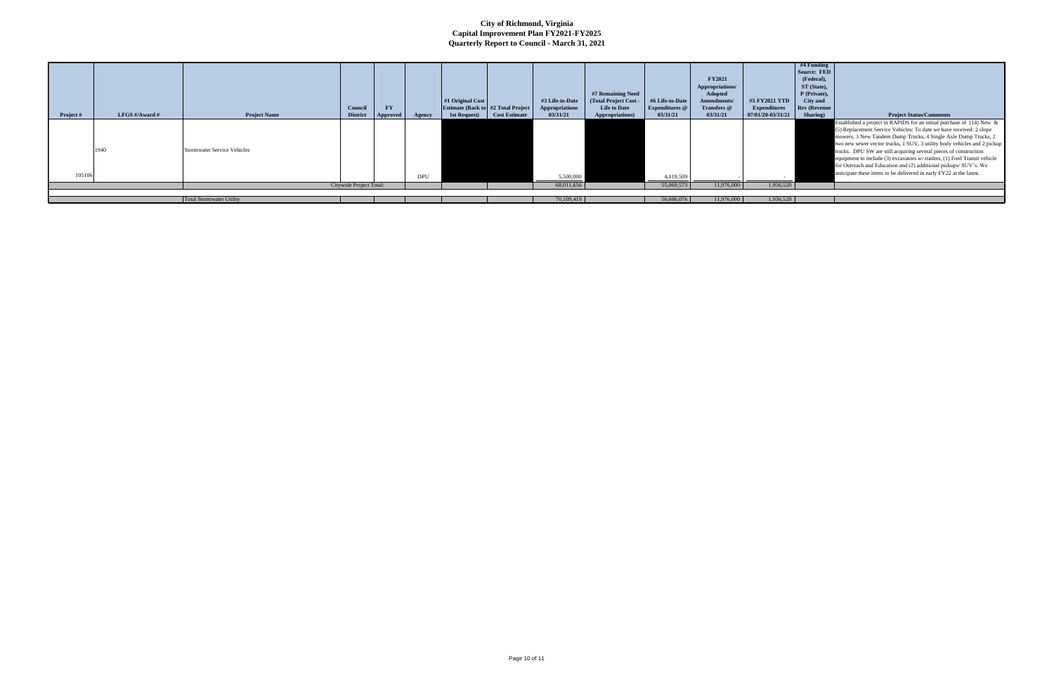# City of Richmond, Virginia
## Capital Improvement Plan FY2021-FY2025
## Quarterly Report to Council - March 31, 2021

| Project # | LFGS #/Award # | Project Name | Council District | FY Approved | Agency | #1 Original Cost Estimate (Back to 1st Request) | #2 Total Project Cost Estimate | #3 Life-to-Date Appropriations 03/31/21 | #7 Remaining Need (Total Project Cost - Life to Date Appropriations) | #6 Life-to-Date Expenditures @ 03/31/21 | FY2021 Appropriations/ Adopted Amendments/ Transfers @ 03/31/21 | #5 FY2021 YTD Expenditures 07/01/20-03/31/21 | #4 Funding Source: FED (Federal), ST (State), P (Private), City and Rev (Revenue Sharing) | Project Status/Comments |
|---|---|---|---|---|---|---|---|---|---|---|---|---|---|---|
| 105106 | 1940 | Stormwater Service Vehicles | | | DPU | | | 5,500,000 | | 4,119,509 | - | - | | Established a project in RAPIDS for an initial purchase of (14) New & (5) Replacement Service Vehicles: To date we have received: 2 slope mowers, 3 New Tandem Dump Trucks, 4 Single Axle Dump Trucks, 2 two new sewer vector trucks, 1 SUV, 3 utility body vehicles and 2 pickup trucks. DPU SW are still acquiring several pieces of construction equipment to include (3) excavators w/ trailers, (1) Ford Transit vehicle for Outreach and Education and (2) additional pickups/ SUV's. We anticipate these items to be delivered in early FY22 at the latest. |
| | | | Citywide Project Total: | | | | | 68,011,656 | | 55,069,573 | 11,976,000 | 1,936,520 | | |
| | | Total Stormwater Utility | | | | | | 70,109,419 | | 56,686,076 | 11,976,000 | 1,936,520 | | |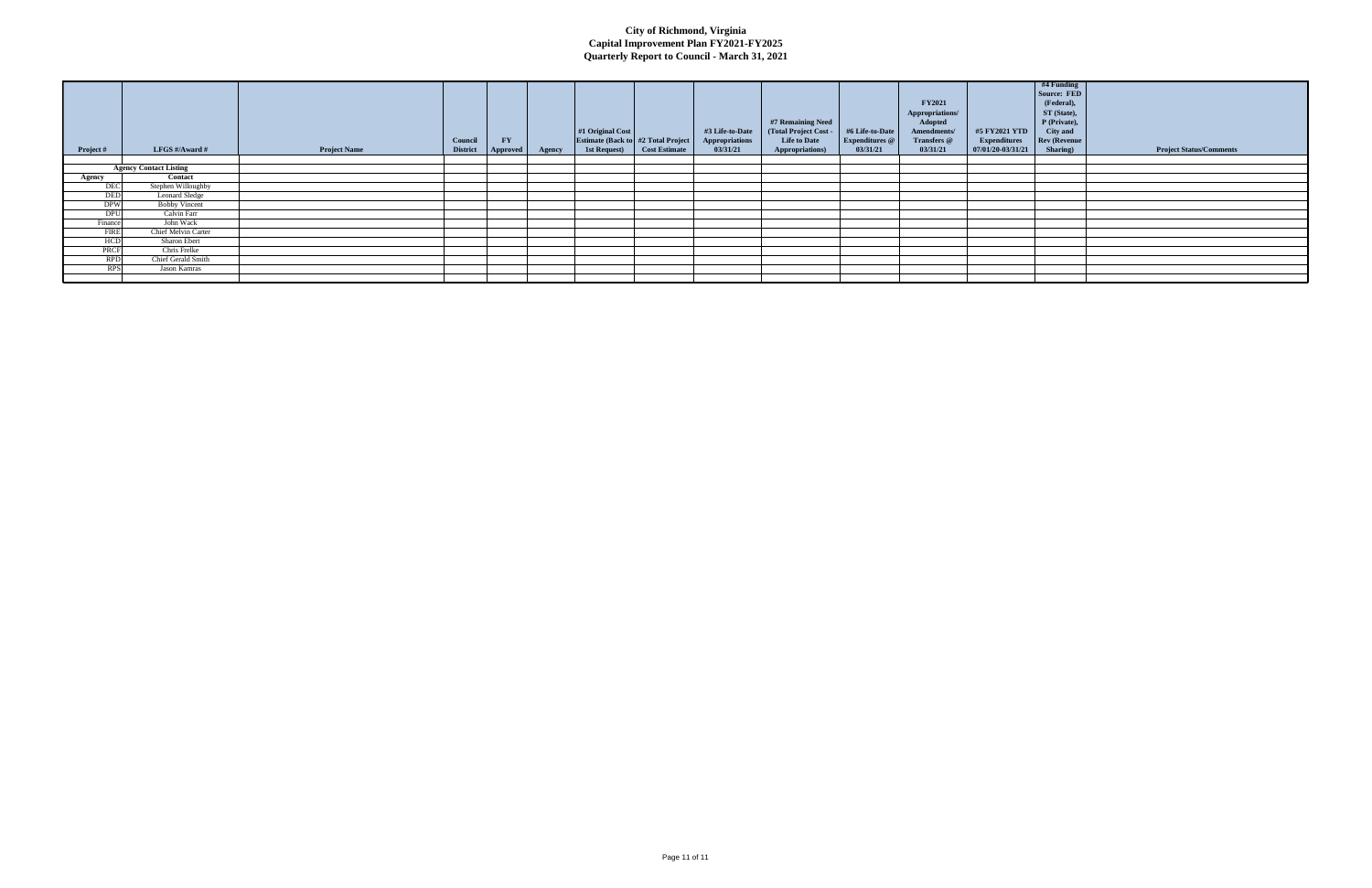# City of Richmond, Virginia
## Capital Improvement Plan FY2021-FY2025
## Quarterly Report to Council - March 31, 2021

| Project # | LFGS #/Award # | Project Name | Council District | FY Approved | Agency | #1 Original Cost Estimate (Back to 1st Request) | #2 Total Project Cost Estimate | #3 Life-to-Date Appropriations 03/31/21 | #7 Remaining Need (Total Project Cost - Life to Date Appropriations) | #6 Life-to-Date Expenditures @ 03/31/21 | FY2021 Appropriations/ Adopted Amendments/ Transfers @ 03/31/21 | #5 FY2021 YTD Expenditures 07/01/20-03/31/21 | #4 Funding Source: FED (Federal), ST (State), P (Private), City and Rev (Revenue Sharing) | Project Status/Comments |
|---|---|---|---|---|---|---|---|---|---|---|---|---|---|---|
| | | | | | | | | | | | | | | |
| Agency Contact Listing | | | | | | | | | | | | | | |
| Agency | Contact | | | | | | | | | | | | | |
| DEC | Stephen Willoughby | | | | | | | | | | | | | |
| DED | Leonard Sledge | | | | | | | | | | | | | |
| DPW | Bobby Vincent | | | | | | | | | | | | | |
| DPU | Calvin Farr | | | | | | | | | | | | | |
| Finance | John Wack | | | | | | | | | | | | | |
| FIRE | Chief Melvin Carter | | | | | | | | | | | | | |
| HCD | Sharon Ebert | | | | | | | | | | | | | |
| PRCF | Chris Frelke | | | | | | | | | | | | | |
| RPD | Chief Gerald Smith | | | | | | | | | | | | | |
| RPS | Jason Kamras | | | | | | | | | | | | | |